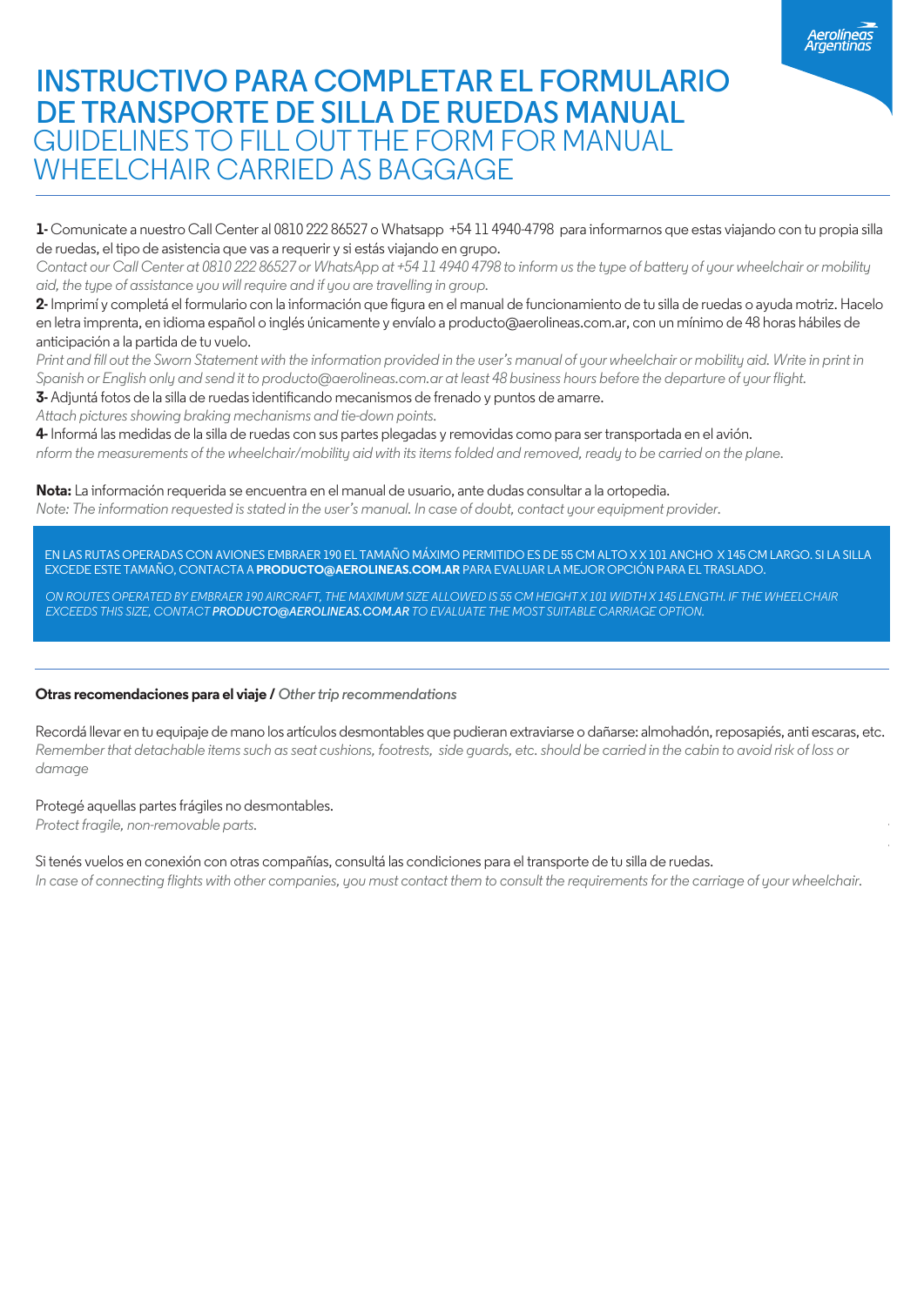# INSTRUCTIVO PARA COMPLETAR EL FORMULARIO DE TRANSPORTE DE SILLA DE RUEDAS MANUAL
## GUIDELINES TO FILL OUT THE FORM FOR MANUAL WHEELCHAIR CARRIED AS BAGGAGE

**1-** Comunicate a nuestro Call Center al 0810 222 86527 o Whatsapp +54 11 4940-4798 para informarnos que estas viajando con tu propia silla de ruedas, el tipo de asistencia que vas a requerir y si estás viajando en grupo.
*Contact our Call Center at 0810 222 86527 or WhatsApp at +54 11 4940 4798 to inform us the type of battery of your wheelchair or mobility aid, the type of assistance you will require and if you are travelling in group.*

**2-** Imprimí y completá el formulario con la información que figura en el manual de funcionamiento de tu silla de ruedas o ayuda motriz. Hacelo en letra imprenta, en idioma español o inglés únicamente y envíalo a producto@aerolineas.com.ar, con un mínimo de 48 horas hábiles de anticipación a la partida de tu vuelo.
*Print and fill out the Sworn Statement with the information provided in the user's manual of your wheelchair or mobility aid. Write in print in Spanish or English only and send it to producto@aerolineas.com.ar at least 48 business hours before the departure of your flight.*

**3-** Adjuntá fotos de la silla de ruedas identificando mecanismos de frenado y puntos de amarre.
*Attach pictures showing braking mechanisms and tie-down points.*

**4-** Informá las medidas de la silla de ruedas con sus partes plegadas y removidas como para ser transportada en el avión.
*nform the measurements of the wheelchair/mobility aid with its items folded and removed, ready to be carried on the plane.*

**Nota:** La información requerida se encuentra en el manual de usuario, ante dudas consultar a la ortopedia.
*Note: The information requested is stated in the user's manual. In case of doubt, contact your equipment provider.*

EN LAS RUTAS OPERADAS CON AVIONES EMBRAER 190 EL TAMAÑO MÁXIMO PERMITIDO ES DE 55 CM ALTO X X 101 ANCHO X 145 CM LARGO. SI LA SILLA EXCEDE ESTE TAMAÑO, CONTACTA A **PRODUCTO@AEROLINEAS.COM.AR** PARA EVALUAR LA MEJOR OPCIÓN PARA EL TRASLADO.

*ON ROUTES OPERATED BY EMBRAER 190 AIRCRAFT, THE MAXIMUM SIZE ALLOWED IS 55 CM HEIGHT X 101 WIDTH X 145 LENGTH. IF THE WHEELCHAIR EXCEEDS THIS SIZE, CONTACT **PRODUCTO@AEROLINEAS.COM.AR** TO EVALUATE THE MOST SUITABLE CARRIAGE OPTION.*

**Otras recomendaciones para el viaje /** *Other trip recommendations*

Recordá llevar en tu equipaje de mano los artículos desmontables que pudieran extraviarse o dañarse: almohadón, reposapiés, anti escaras, etc.
*Remember that detachable items such as seat cushions, footrests, side guards, etc. should be carried in the cabin to avoid risk of loss or damage*

Protegé aquellas partes frágiles no desmontables.
*Protect fragile, non-removable parts.*

Si tenés vuelos en conexión con otras compañías, consultá las condiciones para el transporte de tu silla de ruedas.
*In case of connecting flights with other companies, you must contact them to consult the requirements for the carriage of your wheelchair.*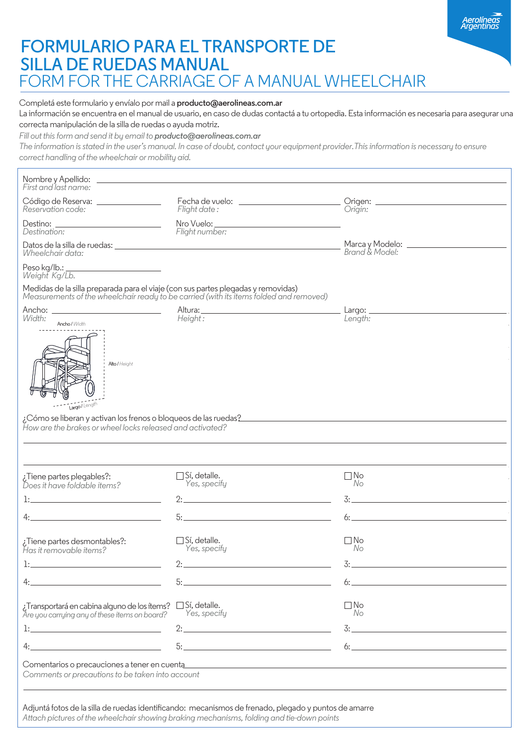Aerolíneas Argentinas

# FORMULARIO PARA EL TRANSPORTE DE SILLA DE RUEDAS MANUAL

## FORM FOR THE CARRIAGE OF A MANUAL WHEELCHAIR

Completá este formulario y envíalo por mail a **producto@aerolineas.com.ar**

La información se encuentra en el manual de usuario, en caso de dudas contactá a tu ortopedia. Esta información es necesaria para asegurar una correcta manipulación de la silla de ruedas o ayuda motriz.

*Fill out this form and send it by email to **producto@aerolineas.com.ar***

*The information is stated in the user's manual. In case of doubt, contact your equipment provider. This information is necessary to ensure correct handling of the wheelchair or mobility aid.*

Nombre y Apellido: ______________________
*First and last name:*

Código de Reserva: ______________ Fecha de vuelo: ______________ Origen: ______________
*Reservation code:* *Flight date:* *Origin:*

Destino: ______________ Nro Vuelo: ______________
*Destination:* *Flight number:*

Datos de la silla de ruedas: ______________ Marca y Modelo: ______________
*Wheelchair data:* *Brand & Model:*

Peso kg/lb.: ______________
*Weight Kg/Lb.*

Medidas de la silla preparada para el viaje (con sus partes plegadas y removidas)
*Measurements of the wheelchair ready to be carried (with its items folded and removed)*

Ancho: ______________ Altura: ______________ Largo: ______________
*Width:* *Height:* *Length:*

Ancho / *Width*

Alto / *Height*

Largo / *Length*

¿Cómo se liberan y activan los frenos o bloqueos de las ruedas? ______________
*How are the brakes or wheel locks released and activated?*

______________________

¿Tiene partes plegables?: ☐ Sí, detalle. ☐ No
*Does it have foldable items?* *Yes, specify* *No*

1: ______________ 2: ______________ 3: ______________

4: ______________ 5: ______________ 6: ______________

¿Tiene partes desmontables?: ☐ Sí, detalle. ☐ No
*Has it removable items?* *Yes, specify* *No*

1: ______________ 2: ______________ 3: ______________

4: ______________ 5: ______________ 6: ______________

¿Transportará en cabina alguno de los ítems? ☐ Sí, detalle. ☐ No
*Are you carrying any of these items on board?* *Yes, specify* *No*

1: ______________ 2: ______________ 3: ______________

4: ______________ 5: ______________ 6: ______________

Comentarios o precauciones a tener en cuenta ______________
*Comments or precautions to be taken into account*

______________________

Adjuntá fotos de la silla de ruedas identificando: mecanismos de frenado, plegado y puntos de amarre
*Attach pictures of the wheelchair showing braking mechanisms, folding and tie-down points*